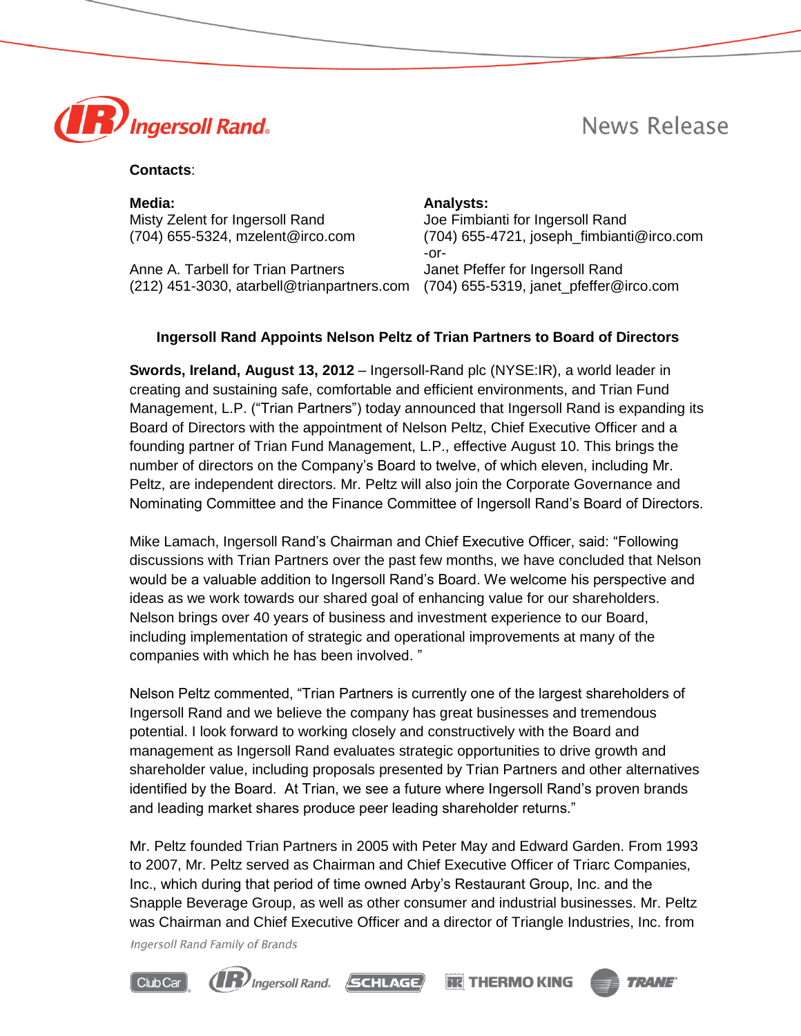News Release

**Contacts**:

| **Media:** | **Analysts:** |
| --- | --- |
| Misty Zelent for Ingersoll Rand | Joe Fimbianti for Ingersoll Rand |
| (704) 655-5324, mzelent@irco.com | (704) 655-4721, joseph_fimbianti@irco.com |
| | -or- |
| Anne A. Tarbell for Trian Partners | Janet Pfeffer for Ingersoll Rand |
| (212) 451-3030, atarbell@trianpartners.com | (704) 655-5319, janet_pfeffer@irco.com |

## Ingersoll Rand Appoints Nelson Peltz of Trian Partners to Board of Directors

**Swords, Ireland, August 13, 2012** – Ingersoll-Rand plc (NYSE:IR), a world leader in creating and sustaining safe, comfortable and efficient environments, and Trian Fund Management, L.P. ("Trian Partners") today announced that Ingersoll Rand is expanding its Board of Directors with the appointment of Nelson Peltz, Chief Executive Officer and a founding partner of Trian Fund Management, L.P., effective August 10. This brings the number of directors on the Company's Board to twelve, of which eleven, including Mr. Peltz, are independent directors. Mr. Peltz will also join the Corporate Governance and Nominating Committee and the Finance Committee of Ingersoll Rand's Board of Directors.

Mike Lamach, Ingersoll Rand's Chairman and Chief Executive Officer, said: "Following discussions with Trian Partners over the past few months, we have concluded that Nelson would be a valuable addition to Ingersoll Rand's Board. We welcome his perspective and ideas as we work towards our shared goal of enhancing value for our shareholders. Nelson brings over 40 years of business and investment experience to our Board, including implementation of strategic and operational improvements at many of the companies with which he has been involved. "

Nelson Peltz commented, "Trian Partners is currently one of the largest shareholders of Ingersoll Rand and we believe the company has great businesses and tremendous potential. I look forward to working closely and constructively with the Board and management as Ingersoll Rand evaluates strategic opportunities to drive growth and shareholder value, including proposals presented by Trian Partners and other alternatives identified by the Board. At Trian, we see a future where Ingersoll Rand's proven brands and leading market shares produce peer leading shareholder returns."

Mr. Peltz founded Trian Partners in 2005 with Peter May and Edward Garden. From 1993 to 2007, Mr. Peltz served as Chairman and Chief Executive Officer of Triarc Companies, Inc., which during that period of time owned Arby's Restaurant Group, Inc. and the Snapple Beverage Group, as well as other consumer and industrial businesses. Mr. Peltz was Chairman and Chief Executive Officer and a director of Triangle Industries, Inc. from

*Ingersoll Rand Family of Brands*

Club Car | Ingersoll Rand | Schlage | Thermo King | Trane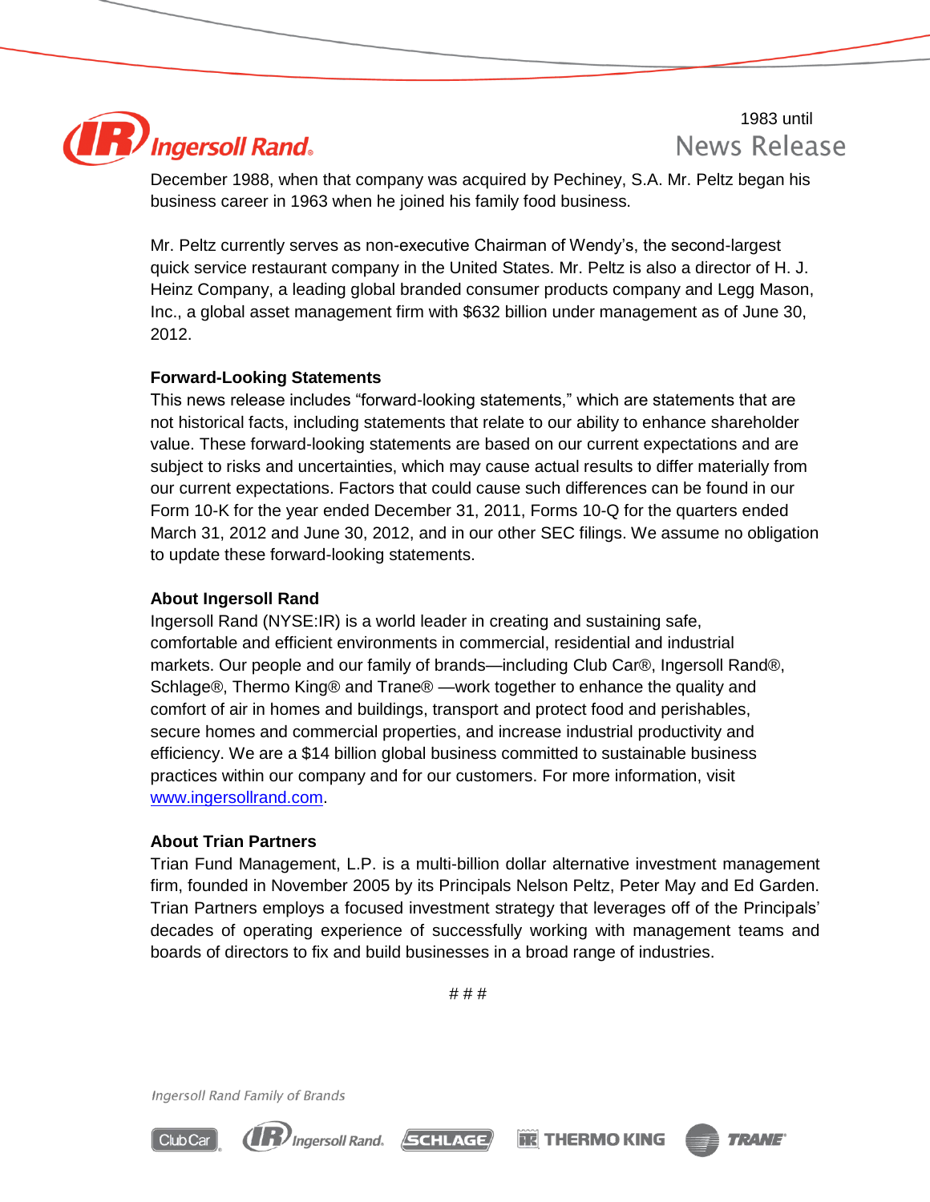1983 until December 1988, when that company was acquired by Pechiney, S.A. Mr. Peltz began his business career in 1963 when he joined his family food business.

Mr. Peltz currently serves as non-executive Chairman of Wendy's, the second-largest quick service restaurant company in the United States. Mr. Peltz is also a director of H. J. Heinz Company, a leading global branded consumer products company and Legg Mason, Inc., a global asset management firm with $632 billion under management as of June 30, 2012.

**Forward-Looking Statements**

This news release includes "forward-looking statements," which are statements that are not historical facts, including statements that relate to our ability to enhance shareholder value. These forward-looking statements are based on our current expectations and are subject to risks and uncertainties, which may cause actual results to differ materially from our current expectations. Factors that could cause such differences can be found in our Form 10-K for the year ended December 31, 2011, Forms 10-Q for the quarters ended March 31, 2012 and June 30, 2012, and in our other SEC filings. We assume no obligation to update these forward-looking statements.

**About Ingersoll Rand**

Ingersoll Rand (NYSE:IR) is a world leader in creating and sustaining safe, comfortable and efficient environments in commercial, residential and industrial markets. Our people and our family of brands—including Club Car®, Ingersoll Rand®, Schlage®, Thermo King® and Trane® —work together to enhance the quality and comfort of air in homes and buildings, transport and protect food and perishables, secure homes and commercial properties, and increase industrial productivity and efficiency. We are a $14 billion global business committed to sustainable business practices within our company and for our customers. For more information, visit www.ingersollrand.com.

**About Trian Partners**

Trian Fund Management, L.P. is a multi-billion dollar alternative investment management firm, founded in November 2005 by its Principals Nelson Peltz, Peter May and Ed Garden. Trian Partners employs a focused investment strategy that leverages off of the Principals' decades of operating experience of successfully working with management teams and boards of directors to fix and build businesses in a broad range of industries.

# # #